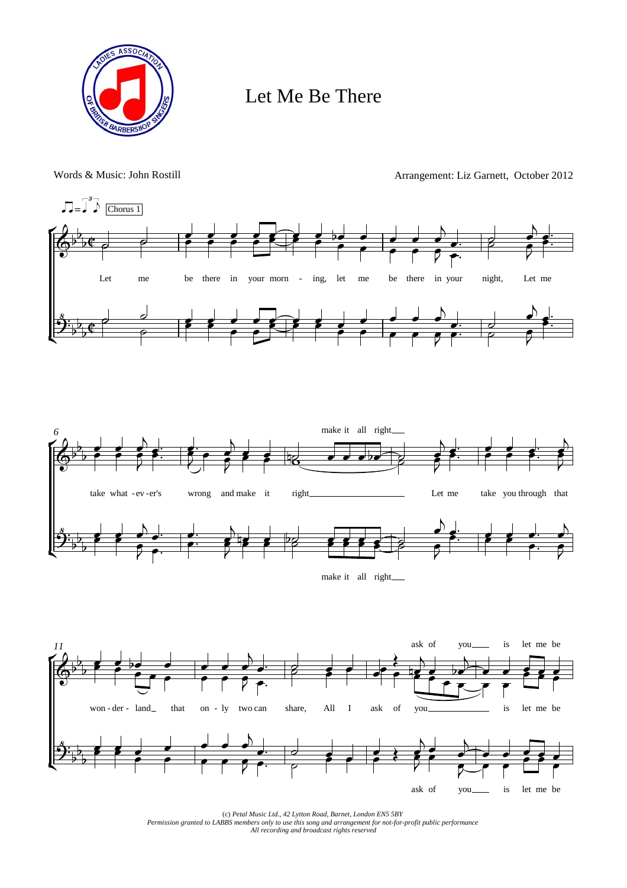# Let Me Be There

Words & Music: John Rostill

Arrangement: Liz Garnett, October 2012

Chorus 1

Let me be there in your morn - ing, let me be there in your night, Let me take what - ev - er's wrong and make it right make it all right Let me take you through that won - der - land that on - ly two can share, All I ask of you is let me be

ask of you is let me be

(c) *Petal Music Ltd., 42 Lytton Road, Barnet, London EN5 5BY*
*Permission granted to LABBS members only to use this song and arrangement for not-for-profit public performance*
*All recording and broadcast rights reserved*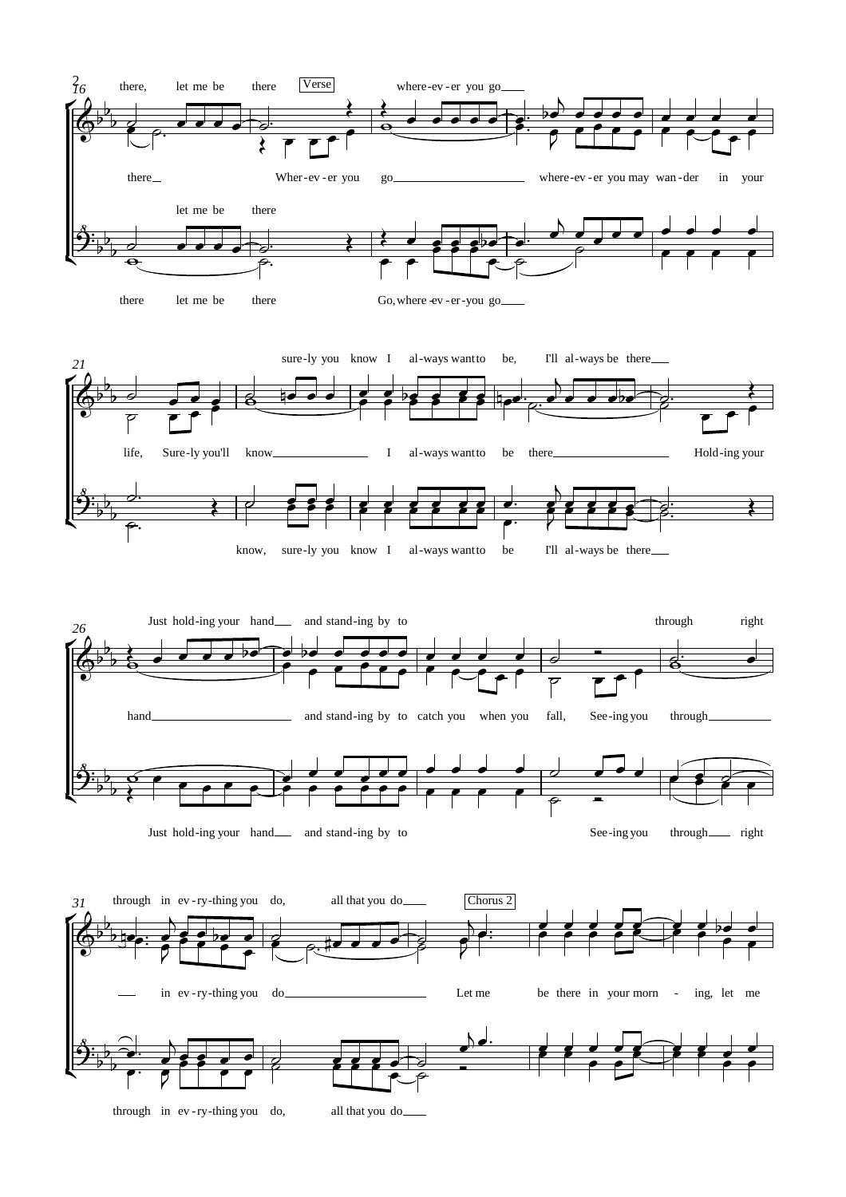16

there, let me be there **Verse** where-ev-er you go

there Wher-ev-er you go where-ev-er you may wan-der in your

let me be there

there let me be there Go, where-ev-er-you go

21

sure-ly you know I al-ways want to be, I'll al-ways be there

life, Sure-ly you'll know I al-ways want to be there Hold-ing your

know, sure-ly you know I al-ways want to be I'll al-ways be there

26

Just hold-ing your hand and stand-ing by to through right

hand and stand-ing by to catch you when you fall, See-ing you through

Just hold-ing your hand and stand-ing by to See-ing you through right

31

through in ev-ry-thing you do, all that you do **Chorus 2**

in ev-ry-thing you do Let me be there in your morn - ing, let me

through in ev-ry-thing you do, all that you do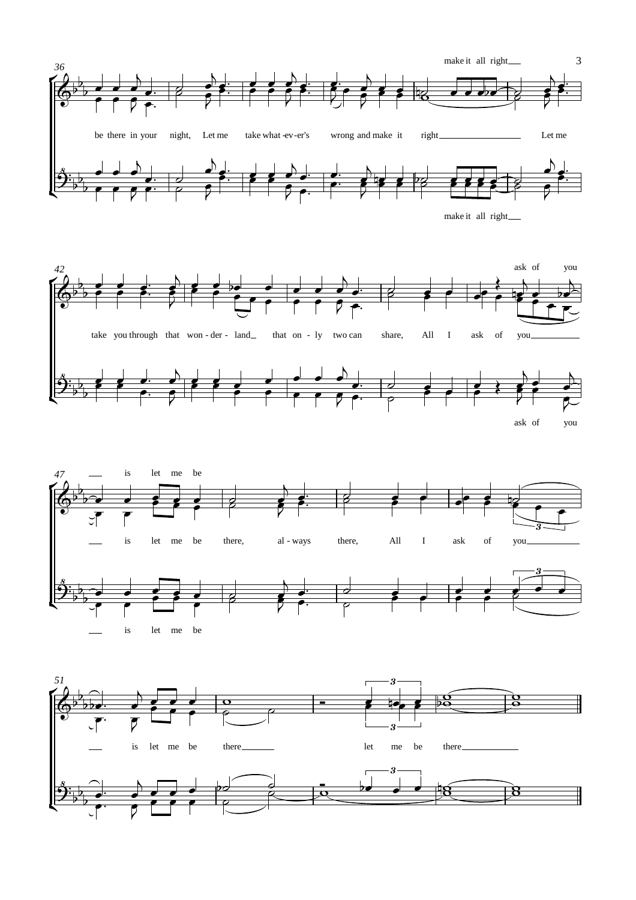36

make it all right___

be there in your night, Let me take what-ev-er's wrong and make it right________ Let me

make it all right___

42

ask of you

take you through that won-der-land_ that on-ly two can share, All I ask of you_________

ask of you

47

___ is let me be

___ is let me be there, al-ways there, All I ask of you_________

___ is let me be

51

___ is let me be there______ let me be there__________